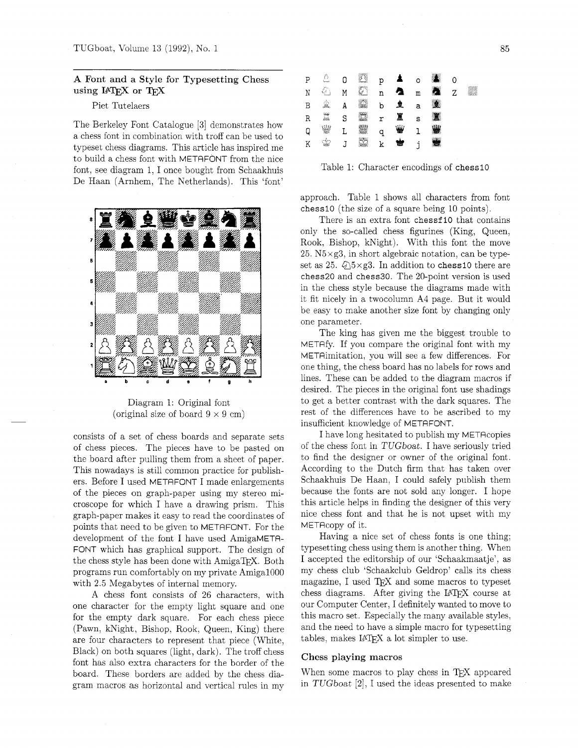## A Font and a Style for Typesetting Chess using LaTeX or TeX

Piet Tutelaers

The Berkeley Font Catalogue [3] demonstrates how a chess font in combination with troff can be used to typeset chess diagrams. This article has inspired me to build a chess font with METAFONT from the nice font, see diagram 1, I once bought from Schaakhuis De Haan (Arnhem, The Netherlands). This 'font' consists of a set of chess boards and separate sets of chess pieces. The pieces have to be pasted on the board after pulling them from a sheet of paper. This nowadays is still common practice for publishers. Before I used METAFONT I made enlargements of the pieces on graph-paper using my stereo microscope for which I have a drawing prism. This graph-paper makes it easy to read the coordinates of points that need to be given to METAFONT. For the development of the font I have used AmigaMETAFONT which has graphical support. The design of the chess style has been done with AmigaTeX. Both programs run comfortably on my private Amiga1000 with 2.5 Megabytes of internal memory.

Diagram 1: Original font
(original size of board 9 × 9 cm)

A chess font consists of 26 characters, with one character for the empty light square and one for the empty dark square. For each chess piece (Pawn, kNight, Bishop, Rook, Queen, King) there are four characters to represent that piece (White, Black) on both squares (light, dark). The troff chess font has also extra characters for the border of the board. These borders are added by the chess diagram macros as horizontal and vertical rules in my approach. Table 1 shows all characters from font chess10 (the size of a square being 10 points).

| | | | | | | | | | | |
|---|---|---|---|---|---|---|---|---|---|---|
| P | ♙ | O | ♙ | p | ♟ | o | ♟ | 0 | | |
| N | ♘ | M | ♘ | n | ♞ | m | ♞ | Z | | |
| B | ♗ | A | ♗ | b | ♝ | a | ♝ | | | |
| R | ♖ | S | ♖ | r | ♜ | s | ♜ | | | |
| Q | ♕ | L | ♕ | q | ♛ | l | ♛ | | | |
| K | ♔ | J | ♔ | k | ♚ | j | ♚ | | | |

Table 1: Character encodings of chess10

There is an extra font chessf10 that contains only the so-called chess figurines (King, Queen, Rook, Bishop, kNight). With this font the move 25. N5×g3, in short algebraic notation, can be typeset as 25. ♘5×g3. In addition to chess10 there are chess20 and chess30. The 20-point version is used in the chess style because the diagrams made with it fit nicely in a twocolumn A4 page. But it would be easy to make another size font by changing only one parameter.

The king has given me the biggest trouble to METAfy. If you compare the original font with my METAimitation, you will see a few differences. For one thing, the chess board has no labels for rows and lines. These can be added to the diagram macros if desired. The pieces in the original font use shadings to get a better contrast with the dark squares. The rest of the differences have to be ascribed to my insufficient knowledge of METAFONT.

I have long hesitated to publish my METAcopies of the chess font in *TUGboat*. I have seriously tried to find the designer or owner of the original font. According to the Dutch firm that has taken over Schaakhuis De Haan, I could safely publish them because the fonts are not sold any longer. I hope this article helps in finding the designer of this very nice chess font and that he is not upset with my METAcopy of it.

Having a nice set of chess fonts is one thing; typesetting chess using them is another thing. When I accepted the editorship of our 'Schaakmaatje', as my chess club 'Schaakclub Geldrop' calls its chess magazine, I used TeX and some macros to typeset chess diagrams. After giving the LaTeX course at our Computer Center, I definitely wanted to move to this macro set. Especially the many available styles, and the need to have a simple macro for typesetting tables, makes LaTeX a lot simpler to use.

### Chess playing macros

When some macros to play chess in TeX appeared in *TUGboat* [2], I used the ideas presented to make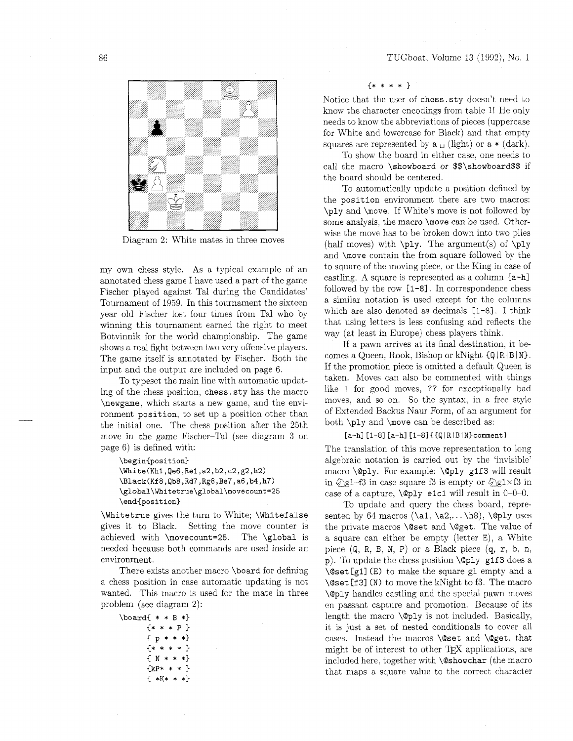Diagram 2: White mates in three moves

my own chess style. As a typical example of an annotated chess game I have used a part of the game Fischer played against Tal during the Candidates' Tournament of 1959. In this tournament the sixteen year old Fischer lost four times from Tal who by winning this tournament earned the right to meet Botvinnik for the world championship. The game shows a real fight between two very offensive players. The game itself is annotated by Fischer. Both the input and the output are included on page 6.

To typeset the main line with automatic updating of the chess position, `chess.sty` has the macro `\newgame`, which starts a new game, and the environment `position`, to set up a position other than the initial one. The chess position after the 25th move in the game Fischer–Tal (see diagram 3 on page 6) is defined with:

```
\begin{position}
\White(Kh1,Qe6,Re1,a2,b2,c2,g2,h2)
\Black(Kf8,Qb8,Rd7,Rg8,Be7,a6,b4,h7)
\global\Whitetrue\global\movecount=25
\end{position}
```

`\Whitetrue` gives the turn to White; `\Whitefalse` gives it to Black. Setting the move counter is achieved with `\movecount=25`. The `\global` is needed because both commands are used inside an environment.

There exists another macro `\board` for defining a chess position in case automatic updating is not wanted. This macro is used for the mate in three problem (see diagram 2):

```
\board{ * * B *}
      {* * * P }
      { p * * *}
      {* * * * }
      { N * * *}
      {kP* * * }
      { *K* * *}
      {* * * * }
```

Notice that the user of `chess.sty` doesn't need to know the character encodings from table 1! He only needs to know the abbreviations of pieces (uppercase for White and lowercase for Black) and that empty squares are represented by a ␣ (light) or a * (dark).

To show the board in either case, one needs to call the macro `\showboard` or `$$\showboard$$` if the board should be centered.

To automatically update a position defined by the `position` environment there are two macros: `\ply` and `\move`. If White's move is not followed by some analysis, the macro `\move` can be used. Otherwise the move has to be broken down into two plies (half moves) with `\ply`. The argument(s) of `\ply` and `\move` contain the from square followed by the to square of the moving piece, or the King in case of castling. A square is represented as a column `[a-h]` followed by the row `[1-8]`. In correspondence chess a similar notation is used except for the columns which are also denoted as decimals `[1-8]`. I think that using letters is less confusing and reflects the way (at least in Europe) chess players think.

If a pawn arrives at its final destination, it becomes a Queen, Rook, Bishop or kNight `{Q|R|B|N}`. If the promotion piece is omitted a default Queen is taken. Moves can also be commented with things like `!` for good moves, `??` for exceptionally bad moves, and so on. So the syntax, in a free style of Extended Backus Naur Form, of an argument for both `\ply` and `\move` can be described as:

```
[a-h][1-8][a-h][1-8]{{Q|R|B|N}comment}
```

The translation of this move representation to long algebraic notation is carried out by the 'invisible' macro `\@ply`. For example: `\@ply g1f3` will result in ♘g1–f3 in case square f3 is empty or ♘g1×f3 in case of a capture, `\@ply e1c1` will result in 0–0–0.

To update and query the chess board, represented by 64 macros (`\a1`, `\a2`,... `\h8`), `\@ply` uses the private macros `\@set` and `\@get`. The value of a square can either be empty (letter `E`), a White piece (`Q`, `R`, `B`, `N`, `P`) or a Black piece (`q`, `r`, `b`, `n`, `p`). To update the chess position `\@ply g1f3` does a `\@set[g1](E)` to make the square g1 empty and a `\@set[f3](N)` to move the kNight to f3. The macro `\@ply` handles castling and the special pawn moves en passant capture and promotion. Because of its length the macro `\@ply` is not included. Basically, it is just a set of nested conditionals to cover all cases. Instead the macros `\@set` and `\@get`, that might be of interest to other TeX applications, are included here, together with `\@showchar` (the macro that maps a square value to the correct character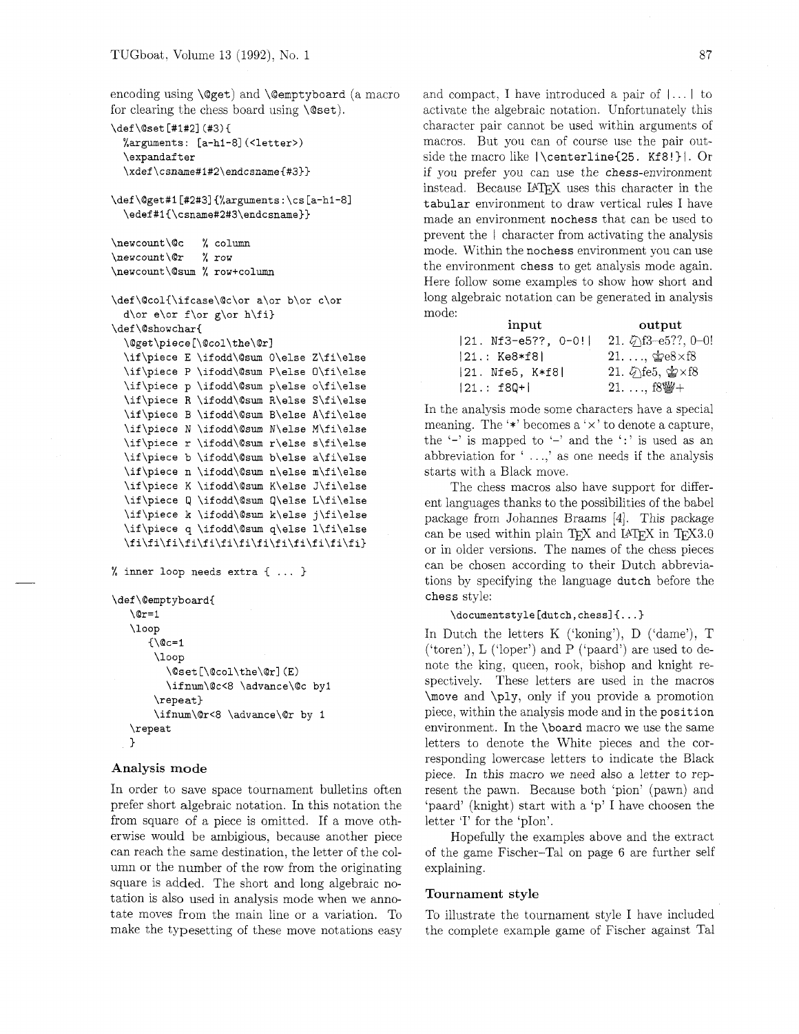encoding using `\@get`) and `\@emptyboard` (a macro for clearing the chess board using `\@set`).

```
\def\@set[#1#2](#3){
  %arguments: [a-h1-8](<letter>)
  \expandafter
  \xdef\csname#1#2\endcsname{#3}}

\def\@get#1[#2#3]{%arguments:\cs[a-h1-8]
  \edef#1{\csname#2#3\endcsname}}

\newcount\@c   % column
\newcount\@r   % row
\newcount\@sum % row+column

\def\@col{\ifcase\@c\or a\or b\or c\or
  d\or e\or f\or g\or h\fi}
\def\@showchar{
  \@get\piece[\@col\the\@r]
  \if\piece E \ifodd\@sum 0\else Z\fi\else
  \if\piece P \ifodd\@sum P\else O\fi\else
  \if\piece p \ifodd\@sum p\else o\fi\else
  \if\piece R \ifodd\@sum R\else S\fi\else
  \if\piece B \ifodd\@sum B\else A\fi\else
  \if\piece N \ifodd\@sum N\else M\fi\else
  \if\piece r \ifodd\@sum r\else s\fi\else
  \if\piece b \ifodd\@sum b\else a\fi\else
  \if\piece n \ifodd\@sum n\else m\fi\else
  \if\piece K \ifodd\@sum K\else J\fi\else
  \if\piece Q \ifodd\@sum Q\else L\fi\else
  \if\piece k \ifodd\@sum k\else j\fi\else
  \if\piece q \ifodd\@sum q\else l\fi\else
  \fi\fi\fi\fi\fi\fi\fi\fi\fi\fi\fi\fi\fi}

% inner loop needs extra { ... }

\def\@emptyboard{
   \@r=1
   \loop
     {\@c=1
      \loop
        \@set[\@col\the\@r](E)
        \ifnum\@c<8 \advance\@c by1
      \repeat}
      \ifnum\@r<8 \advance\@r by 1
   \repeat
  }
```

### Analysis mode

In order to save space tournament bulletins often prefer short algebraic notation. In this notation the from square of a piece is omitted. If a move otherwise would be ambigious, because another piece can reach the same destination, the letter of the column or the number of the row from the originating square is added. The short and long algebraic notation is also used in analysis mode when we annotate moves from the main line or a variation. To make the typesetting of these move notations easy and compact, I have introduced a pair of `|...|` to activate the algebraic notation. Unfortunately this character pair cannot be used within arguments of macros. But you can of course use the pair outside the macro like `|\centerline{25. Kf8!}|`. Or if you prefer you can use the `chess`-environment instead. Because LaTeX uses this character in the `tabular` environment to draw vertical rules I have made an environment `nochess` that can be used to prevent the `|` character from activating the analysis mode. Within the `nochess` environment you can use the environment `chess` to get analysis mode again. Here follow some examples to show how short and long algebraic notation can be generated in analysis mode:

| input | output |
|---|---|
| `\|21. Nf3-e5??, 0-0!\|` | 21. ♘f3–e5??, 0–0! |
| `\|21.: Ke8*f8\|` | 21. ..., ♔e8×f8 |
| `\|21. Nfe5, K*f8\|` | 21. ♘fe5, ♔×f8 |
| `\|21.: f8Q+\|` | 21. ..., f8♕+ |

In the analysis mode some characters have a special meaning. The '`*`' becomes a '×' to denote a capture, the '`-`' is mapped to '–' and the '`:`' is used as an abbreviation for ' ...,' as one needs if the analysis starts with a Black move.

The chess macros also have support for different languages thanks to the possibilities of the babel package from Johannes Braams [4]. This package can be used within plain TeX and LaTeX in TeX3.0 or in older versions. The names of the chess pieces can be chosen according to their Dutch abbreviations by specifying the language `dutch` before the `chess` style:

```
\documentstyle[dutch,chess]{...}
```

In Dutch the letters K ('koning'), D ('dame'), T ('toren'), L ('loper') and P ('paard') are used to denote the king, queen, rook, bishop and knight respectively. These letters are used in the macros `\move` and `\ply`, only if you provide a promotion piece, within the analysis mode and in the `position` environment. In the `\board` macro we use the same letters to denote the White pieces and the corresponding lowercase letters to indicate the Black piece. In this macro we need also a letter to represent the pawn. Because both 'pion' (pawn) and 'paard' (knight) start with a 'p' I have choosen the letter 'I' for the 'pIon'.

Hopefully the examples above and the extract of the game Fischer–Tal on page 6 are further self explaining.

### Tournament style

To illustrate the tournament style I have included the complete example game of Fischer against Tal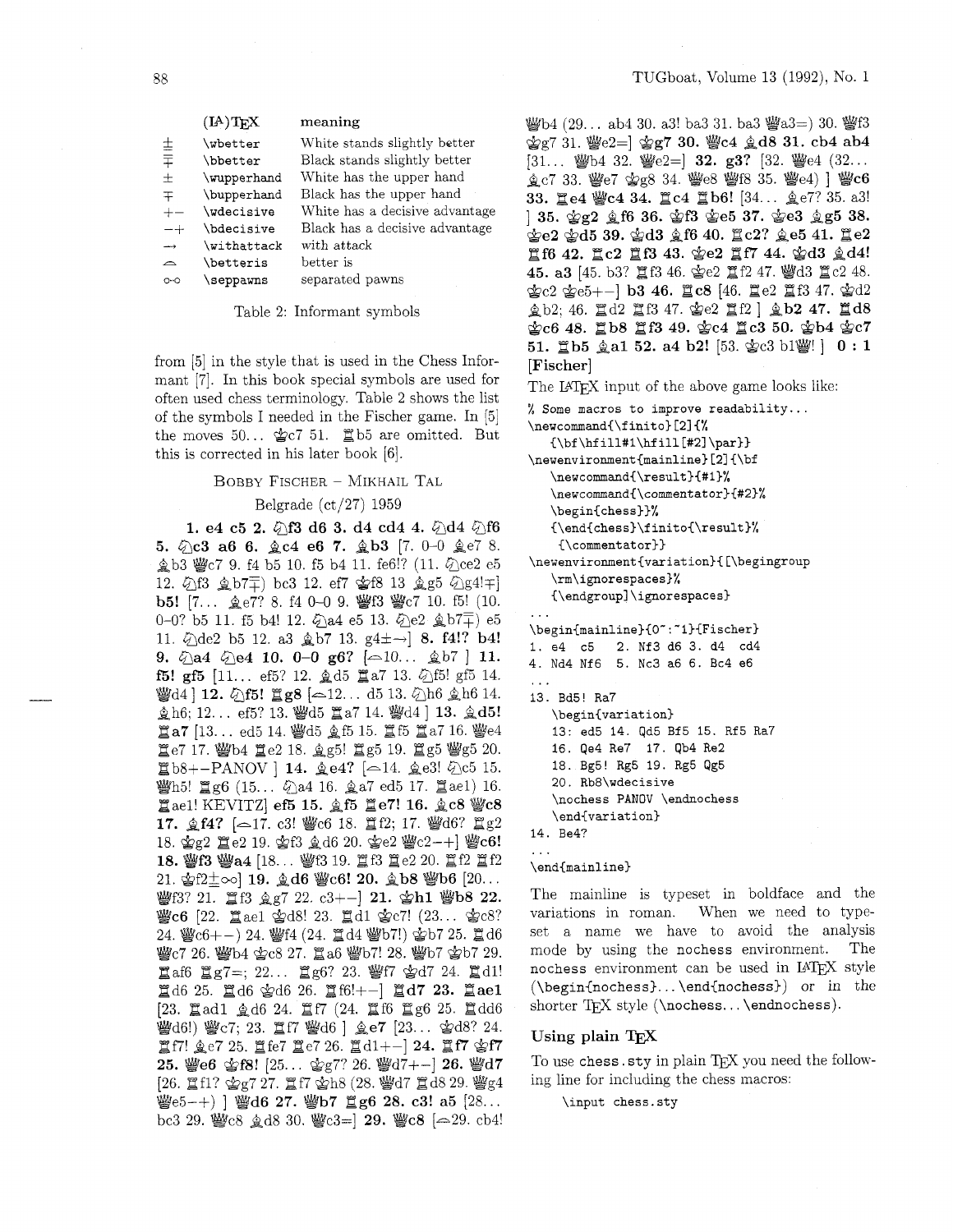| | (LA)TEX | meaning |
|---|---|---|
| ± | \wbetter | White stands slightly better |
| ∓ | \bbetter | Black stands slightly better |
| ± | \wupperhand | White has the upper hand |
| ∓ | \bupperhand | Black has the upper hand |
| +− | \wdecisive | White has a decisive advantage |
| −+ | \bdecisive | Black has a decisive advantage |
| → | \withattack | with attack |
| ⌓ | \betteris | better is |
| o-o | \seppawns | separated pawns |

Table 2: Informant symbols

from [5] in the style that is used in the Chess Informant [7]. In this book special symbols are used for often used chess terminology. Table 2 shows the list of the symbols I needed in the Fischer game. In [5] the moves 50... ♔c7 51. ♖b5 are omitted. But this is corrected in his later book [6].

### Bobby Fischer – Mikhail Tal

Belgrade (ct/27) 1959

**1. e4 c5 2. ♘f3 d6 3. d4 cd4 4. ♘d4 ♘f6 5. ♘c3 a6 6. ♗c4 e6 7. ♗b3** [7. 0–0 ♗e7 8. ♗b3 ♕c7 9. f4 b5 10. f5 b4 11. fe6!? (11. ♘ce2 e5 12. ♘f3 ♗b7∓) bc3 12. ef7 ♔f8 13 ♗g5 ♘g4!∓] **b5!** [7... ♗e7? 8. f4 0–0 9. ♕f3 ♕c7 10. f5! (10. 0–0? b5 11. f5 b4! 12. ♘a4 e5 13. ♘e2 ♗b7∓) e5 11. ♘de2 b5 12. a3 ♗b7 13. g4±→] **8. f4!? b4! 9. ♘a4 ♘e4 10. 0–0 g6?** [⌓10... ♗b7 ] **11. f5! gf5** [11... ef5? 12. ♗d5 ♖a7 13. ♘f5! gf5 14. ♕d4 ] **12. ♘f5! ♖g8** [⌓12... d5 13. ♘h6 ♗h6 14. ♗h6; 12... ef5? 13. ♕d5 ♖a7 14. ♕d4 ] **13. ♗d5! ♖a7** [13... ed5 14. ♕d5 ♗f5 15. ♖f5 ♖a7 16. ♕e4 ♖e7 17. ♕b4 ♖e2 18. ♗g5! ♖g5 19. ♖g5 ♕g5 20. ♖b8+−PANOV ] **14. ♗e4?** [⌓14. ♗e3! ♘c5 15. ♕h5! ♖g6 (15... ♘a4 16. ♗a7 ed5 17. ♖ae1) 16. ♖ae1! KEVITZ] **ef5 15. ♗f5 ♖e7! 16. ♗c8 ♕c8 17. ♗f4?** [⌓17. c3! ♕c6 18. ♖f2; 17. ♕d6? ♖g2 18. ♔g2 ♖e2 19. ♔f3 ♗d6 20. ♔e2 ♕c2−+] **♕c6! 18. ♕f3 ♕a4** [18... ♕f3 19. ♖f3 ♖e2 20. ♖f2 ♖f2 21. ♔f2±o-o] **19. ♗d6 ♕c6! 20. ♗b8 ♕b6** [20... ♕f3? 21. ♖f3 ♗g7 22. c3+−] **21. ♔h1 ♕b8 22. ♕c6** [22. ♖ae1 ♔d8! 23. ♖d1 ♔c7! (23... ♔c8? 24. ♕c6+−) 24. ♕f4 (24. ♖d4 ♕b7!) ♔b7 25. ♖d6 ♕c7 26. ♕b4 ♔c8 27. ♖a6 ♕b7! 28. ♕b7 ♔b7 29. ♖af6 ♖g7=; 22... ♖g6? 23. ♕f7 ♔d7 24. ♖d1! ♖d6 25. ♖d6 ♔d6 26. ♖f6!+−] **♖d7 23. ♖ae1** [23. ♖ad1 ♗d6 24. ♖f7 (24. ♖f6 ♖g6 25. ♖dd6 ♕d6!) ♕c7; 23. ♖f7 ♕d6 ] **♗e7** [23... ♔d8? 24. ♖f7! ♗e7 25. ♖fe7 ♖e7 26. ♖d1+−] **24. ♖f7 ♔f7 25. ♕e6 ♔f8!** [25... ♔g7? 26. ♕d7+−] **26. ♕d7** [26. ♖f1? ♔g7 27. ♖f7 ♔h8 (28. ♕d7 ♖d8 29. ♕g4 ♕e5−+) ] **♕d6 27. ♕b7 ♖g6 28. c3! a5** [28... bc3 29. ♕c8 ♗d8 30. ♕c3=] **29. ♕c8** [⌓29. cb4! ♕b4 (29... ab4 30. a3! ba3 31. ba3 ♕a3=) 30. ♕f3 ♔g7 31. ♕e2=] **♔g7 30. ♕c4 ♗d8 31. cb4 ab4** [31... ♕b4 32. ♕e2=] **32. g3?** [32. ♕e4 (32... ♗c7 33. ♕e7 ♔g8 34. ♕e8 ♕f8 35. ♕e4) ] **♕c6 33. ♖e4 ♕c4 34. ♖c4 ♖b6!** [34... ♗e7? 35. a3! ] **35. ♔g2 ♗f6 36. ♔f3 ♔e5 37. ♔e3 ♗g5 38. ♔e2 ♔d5 39. ♔d3 ♗f6 40. ♖c2? ♗e5 41. ♖e2 ♖f6 42. ♖c2 ♖f3 43. ♔e2 ♖f7 44. ♔d3 ♗d4! 45. a3** [45. b3? ♖f3 46. ♔e2 ♖f2 47. ♕d3 ♖c2 48. ♔c2 ♔e5+−] **b3 46. ♖c8** [46. ♖e2 ♖f3 47. ♔d2 ♗b2; 46. ♖d2 ♖f3 47. ♔e2 ♖f2 ] **♗b2 47. ♖d8 ♔c6 48. ♖b8 ♖f3 49. ♔c4 ♖c3 50. ♔b4 ♔c7 51. ♖b5 ♗a1 52. a4 b2!** [53. ♔c3 b1♕! ] **0 : 1 [Fischer]**

The LaTeX input of the above game looks like:

```
% Some macros to improve readability...
\newcommand{\finito}[2]{%
   {\bf\hfill#1\hfill[#2]\par}}
\newenvironment{mainline}[2]{\bf
   \newcommand{\result}{#1}%
   \newcommand{\commentator}{#2}%
   \begin{chess}}%
   {\end{chess}\finito{\result}%
    {\commentator}}
\newenvironment{variation}{[\begingroup
   \rm\ignorespaces}%
   {\endgroup]\ignorespaces}
...
\begin{mainline}{0~:~1}{Fischer}
1. e4  c5   2. Nf3 d6 3. d4  cd4
4. Nd4 Nf6  5. Nc3 a6 6. Bc4 e6
...
13. Bd5! Ra7
   \begin{variation}
   13: ed5 14. Qd5 Bf5 15. Rf5 Ra7
   16. Qe4 Re7  17. Qb4 Re2
   18. Bg5! Rg5 19. Rg5 Qg5
   20. Rb8\wdecisive
   \nochess PANOV \endnochess
   \end{variation}
14. Be4?
...
\end{mainline}
```

The mainline is typeset in boldface and the variations in roman. When we need to typeset a name we have to avoid the analysis mode by using the nochess environment. The nochess environment can be used in LaTeX style (\begin{nochess}...\end{nochess}) or in the shorter TeX style (\nochess...\endnochess).

## Using plain TeX

To use chess.sty in plain TeX you need the following line for including the chess macros:

```
\input chess.sty
```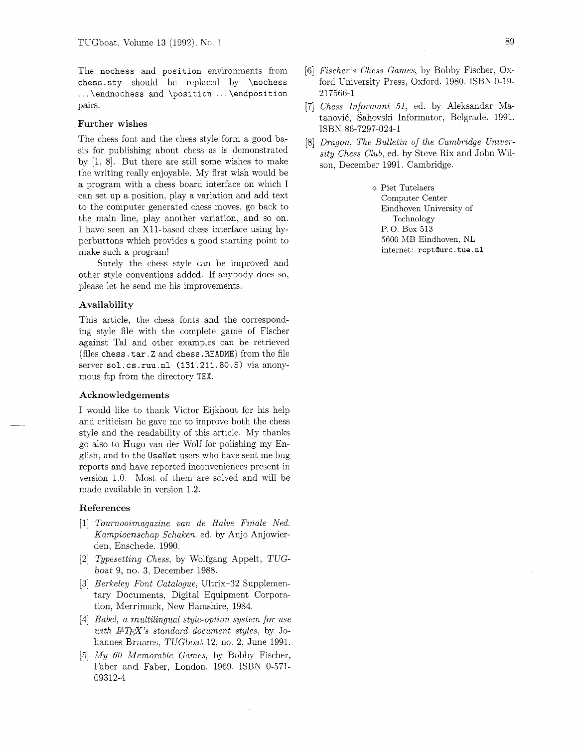The `nochess` and `position` environments from `chess.sty` should be replaced by `\nochess ... \endnochess` and `\position ... \endposition` pairs.

### Further wishes

The chess font and the chess style form a good basis for publishing about chess as is demonstrated by [1, 8]. But there are still some wishes to make the writing really enjoyable. My first wish would be a program with a chess board interface on which I can set up a position, play a variation and add text to the computer generated chess moves, go back to the main line, play another variation, and so on. I have seen an X11-based chess interface using hyperbuttons which provides a good starting point to make such a program!

Surely the chess style can be improved and other style conventions added. If anybody does so, please let he send me his improvements.

### Availability

This article, the chess fonts and the corresponding style file with the complete game of Fischer against Tal and other examples can be retrieved (files `chess.tar.Z` and `chess.README`) from the file server `sol.cs.ruu.nl (131.211.80.5)` via anonymous ftp from the directory `TEX`.

### Acknowledgements

I would like to thank Victor Eijkhout for his help and criticism he gave me to improve both the chess style and the readability of this article. My thanks go also to Hugo van der Wolf for polishing my English, and to the `UseNet` users who have sent me bug reports and have reported inconveniences present in version 1.0. Most of them are solved and will be made available in version 1.2.

### References

[1] *Tournooimagazine van de Halve Finale Ned. Kampioenschap Schaken*, ed. by Anjo Anjowierden, Enschede. 1990.

[2] *Typesetting Chess*, by Wolfgang Appelt, *TUGboat* 9, no. 3, December 1988.

[3] *Berkeley Font Catalogue*, Ultrix-32 Supplementary Documents, Digital Equipment Corporation, Merrimack, New Hamshire, 1984.

[4] *Babel, a multilingual style-option system for use with LaTeX's standard document styles*, by Johannes Braams, *TUGboat* 12, no. 2, June 1991.

[5] *My 60 Memorable Games*, by Bobby Fischer, Faber and Faber, London. 1969. ISBN 0-571-09312-4

[6] *Fischer's Chess Games*, by Bobby Fischer, Oxford University Press, Oxford. 1980. ISBN 0-19-217566-1

[7] *Chess Informant 51*, ed. by Aleksandar Matanović, Šahovski Informator, Belgrade. 1991. ISBN 86-7297-024-1

[8] *Dragon, The Bulletin of the Cambridge University Chess Club*, ed. by Steve Rix and John Wilson, December 1991. Cambridge.

◇ Piet Tutelaers
Computer Center
Eindhoven University of Technology
P. O. Box 513
5600 MB Eindhoven, NL
internet: `rcpt@urc.tue.nl`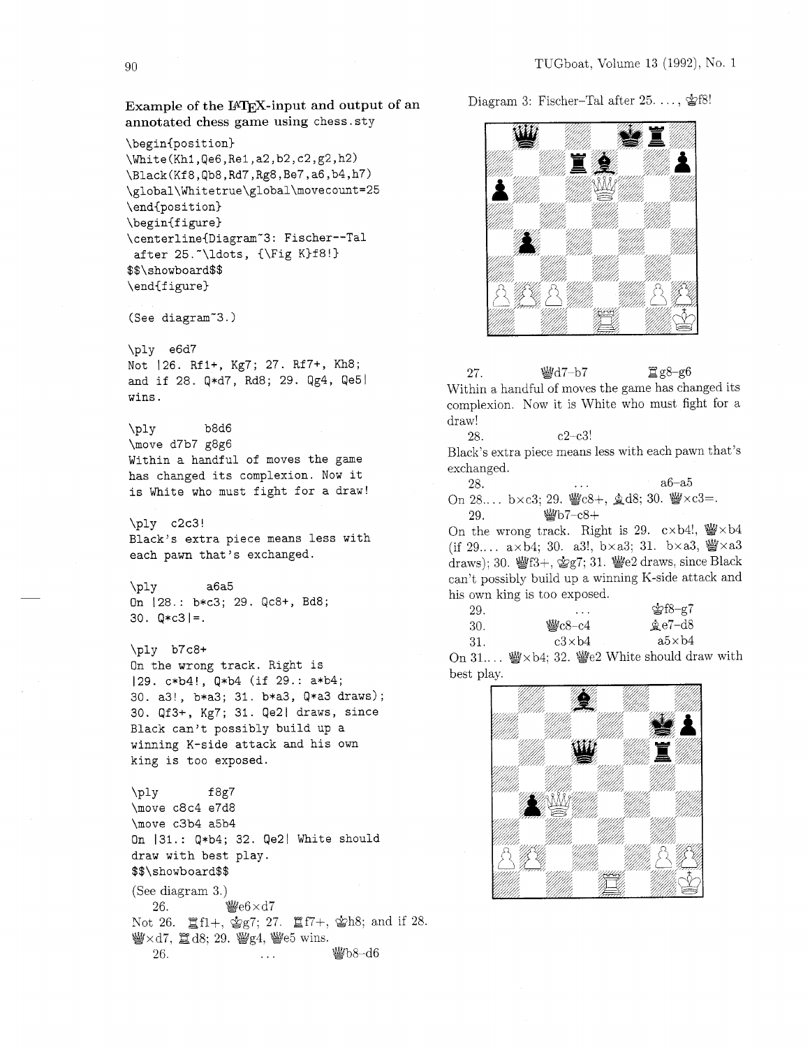**Example of the LaTeX-input and output of an annotated chess game using chess.sty**

```
\begin{position}
\White(Kh1,Qe6,Re1,a2,b2,c2,g2,h2)
\Black(Kf8,Qb8,Rd7,Rg8,Be7,a6,b4,h7)
\global\Whitetrue\global\movecount=25
\end{position}
\begin{figure}
\centerline{Diagram~3: Fischer--Tal
 after 25.~\ldots, {\Fig K}f8!}
$$\showboard$$
\end{figure}

(See diagram~3.)

\ply  e6d7
Not |26. Rf1+, Kg7; 27. Rf7+, Kh8;
and if 28. Q*d7, Rd8; 29. Qg4, Qe5|
wins.

\ply       b8d6
\move d7b7 g8g6
Within a handful of moves the game
has changed its complexion. Now it
is White who must fight for a draw!

\ply  c2c3!
Black's extra piece means less with
each pawn that's exchanged.

\ply       a6a5
On |28.: b*c3; 29. Qc8+, Bd8;
30. Q*c3|=.

\ply  b7c8+
On the wrong track. Right is
|29. c*b4!, Q*b4 (if 29.: a*b4;
30. a3!, b*a3; 31. b*a3, Q*a3 draws);
30. Qf3+, Kg7; 31. Qe2| draws, since
Black can't possibly build up a
winning K-side attack and his own
king is too exposed.

\ply       f8g7
\move c8c4 e7d8
\move c3b4 a5b4
On |31.: Q*b4; 32. Qe2| White should
draw with best play.
$$\showboard$$
```

(See diagram 3.)

26. ♕e6×d7

Not 26. ♖f1+, ♔g7; 27. ♖f7+, ♔h8; and if 28. ♕×d7, ♖d8; 29. ♕g4, ♕e5 wins.

26. … ♕b8–d6

Diagram 3: Fischer–Tal after 25. …, ♔f8!

27. ♕d7–b7 ♖g8–g6

Within a handful of moves the game has changed its complexion. Now it is White who must fight for a draw!

28. c2–c3!

Black's extra piece means less with each pawn that's exchanged.

28. … a6–a5

On 28.… b×c3; 29. ♕c8+, ♗d8; 30. ♕×c3=.

29. ♕b7–c8+

On the wrong track. Right is 29. c×b4!, ♕×b4 (if 29.… a×b4; 30. a3!, b×a3; 31. b×a3, ♕×a3 draws); 30. ♕f3+, ♔g7; 31. ♕e2 draws, since Black can't possibly build up a winning K-side attack and his own king is too exposed.

29. … ♔f8–g7

30. ♕c8–c4 ♗e7–d8

31. c3×b4 a5×b4

On 31.… ♕×b4; 32. ♕e2 White should draw with best play.